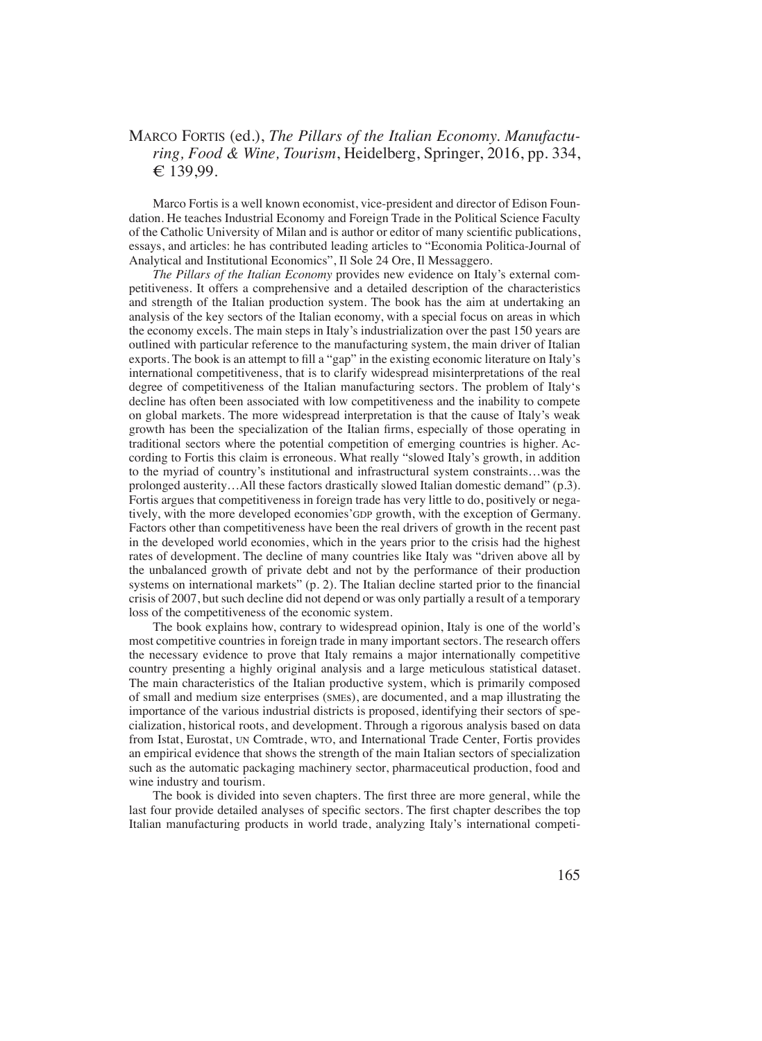Marco Fortis (ed.), *The Pillars of the Italian Economy. Manufacturing, Food & Wine, Tourism*, Heidelberg, Springer, 2016, pp. 334, € 139,99.

Marco Fortis is a well known economist, vice-president and director of Edison Foundation. He teaches Industrial Economy and Foreign Trade in the Political Science Faculty of the Catholic University of Milan and is author or editor of many scientific publications, essays, and articles: he has contributed leading articles to "Economia Politica-Journal of Analytical and Institutional Economics", Il Sole 24 Ore, Il Messaggero.

*The Pillars of the Italian Economy* provides new evidence on Italy's external competitiveness. It offers a comprehensive and a detailed description of the characteristics and strength of the Italian production system. The book has the aim at undertaking an analysis of the key sectors of the Italian economy, with a special focus on areas in which the economy excels. The main steps in Italy's industrialization over the past 150 years are outlined with particular reference to the manufacturing system, the main driver of Italian exports. The book is an attempt to fill a "gap" in the existing economic literature on Italy's international competitiveness, that is to clarify widespread misinterpretations of the real degree of competitiveness of the Italian manufacturing sectors. The problem of Italy's decline has often been associated with low competitiveness and the inability to compete on global markets. The more widespread interpretation is that the cause of Italy's weak growth has been the specialization of the Italian firms, especially of those operating in traditional sectors where the potential competition of emerging countries is higher. According to Fortis this claim is erroneous. What really "slowed Italy's growth, in addition to the myriad of country's institutional and infrastructural system constraints…was the prolonged austerity…All these factors drastically slowed Italian domestic demand" (p.3). Fortis argues that competitiveness in foreign trade has very little to do, positively or negatively, with the more developed economies' GDP growth, with the exception of Germany. Factors other than competitiveness have been the real drivers of growth in the recent past in the developed world economies, which in the years prior to the crisis had the highest rates of development. The decline of many countries like Italy was "driven above all by the unbalanced growth of private debt and not by the performance of their production systems on international markets" (p. 2). The Italian decline started prior to the financial crisis of 2007, but such decline did not depend or was only partially a result of a temporary loss of the competitiveness of the economic system.

The book explains how, contrary to widespread opinion, Italy is one of the world's most competitive countries in foreign trade in many important sectors. The research offers the necessary evidence to prove that Italy remains a major internationally competitive country presenting a highly original analysis and a large meticulous statistical dataset. The main characteristics of the Italian productive system, which is primarily composed of small and medium size enterprises (SMEs), are documented, and a map illustrating the importance of the various industrial districts is proposed, identifying their sectors of specialization, historical roots, and development. Through a rigorous analysis based on data from Istat, Eurostat, UN Comtrade, WTO, and International Trade Center, Fortis provides an empirical evidence that shows the strength of the main Italian sectors of specialization such as the automatic packaging machinery sector, pharmaceutical production, food and wine industry and tourism.

The book is divided into seven chapters. The first three are more general, while the last four provide detailed analyses of specific sectors. The first chapter describes the top Italian manufacturing products in world trade, analyzing Italy's international competi-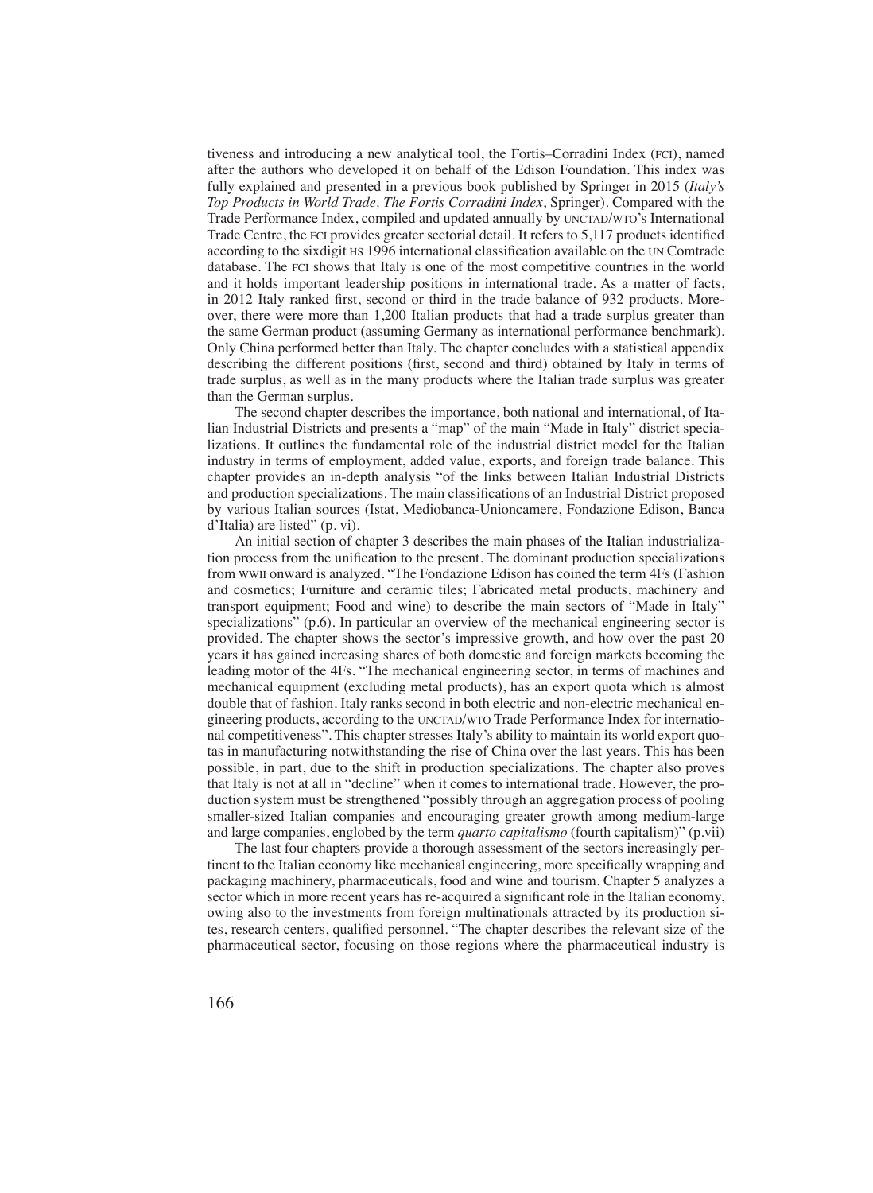tiveness and introducing a new analytical tool, the Fortis–Corradini Index (FCI), named after the authors who developed it on behalf of the Edison Foundation. This index was fully explained and presented in a previous book published by Springer in 2015 (*Italy's Top Products in World Trade, The Fortis Corradini Index*, Springer). Compared with the Trade Performance Index, compiled and updated annually by UNCTAD/WTO's International Trade Centre, the FCI provides greater sectorial detail. It refers to 5,117 products identified according to the sixdigit HS 1996 international classification available on the UN Comtrade database. The FCI shows that Italy is one of the most competitive countries in the world and it holds important leadership positions in international trade. As a matter of facts, in 2012 Italy ranked first, second or third in the trade balance of 932 products. Moreover, there were more than 1,200 Italian products that had a trade surplus greater than the same German product (assuming Germany as international performance benchmark). Only China performed better than Italy. The chapter concludes with a statistical appendix describing the different positions (first, second and third) obtained by Italy in terms of trade surplus, as well as in the many products where the Italian trade surplus was greater than the German surplus.

The second chapter describes the importance, both national and international, of Italian Industrial Districts and presents a "map" of the main "Made in Italy" district specializations. It outlines the fundamental role of the industrial district model for the Italian industry in terms of employment, added value, exports, and foreign trade balance. This chapter provides an in-depth analysis "of the links between Italian Industrial Districts and production specializations. The main classifications of an Industrial District proposed by various Italian sources (Istat, Mediobanca-Unioncamere, Fondazione Edison, Banca d'Italia) are listed" (p. vi).

An initial section of chapter 3 describes the main phases of the Italian industrialization process from the unification to the present. The dominant production specializations from WWII onward is analyzed. "The Fondazione Edison has coined the term 4Fs (Fashion and cosmetics; Furniture and ceramic tiles; Fabricated metal products, machinery and transport equipment; Food and wine) to describe the main sectors of "Made in Italy" specializations" (p.6). In particular an overview of the mechanical engineering sector is provided. The chapter shows the sector's impressive growth, and how over the past 20 years it has gained increasing shares of both domestic and foreign markets becoming the leading motor of the 4Fs. "The mechanical engineering sector, in terms of machines and mechanical equipment (excluding metal products), has an export quota which is almost double that of fashion. Italy ranks second in both electric and non-electric mechanical engineering products, according to the UNCTAD/WTO Trade Performance Index for international competitiveness". This chapter stresses Italy's ability to maintain its world export quotas in manufacturing notwithstanding the rise of China over the last years. This has been possible, in part, due to the shift in production specializations. The chapter also proves that Italy is not at all in "decline" when it comes to international trade. However, the production system must be strengthened "possibly through an aggregation process of pooling smaller-sized Italian companies and encouraging greater growth among medium-large and large companies, englobed by the term *quarto capitalismo* (fourth capitalism)" (p.vii)

The last four chapters provide a thorough assessment of the sectors increasingly pertinent to the Italian economy like mechanical engineering, more specifically wrapping and packaging machinery, pharmaceuticals, food and wine and tourism. Chapter 5 analyzes a sector which in more recent years has re-acquired a significant role in the Italian economy, owing also to the investments from foreign multinationals attracted by its production sites, research centers, qualified personnel. "The chapter describes the relevant size of the pharmaceutical sector, focusing on those regions where the pharmaceutical industry is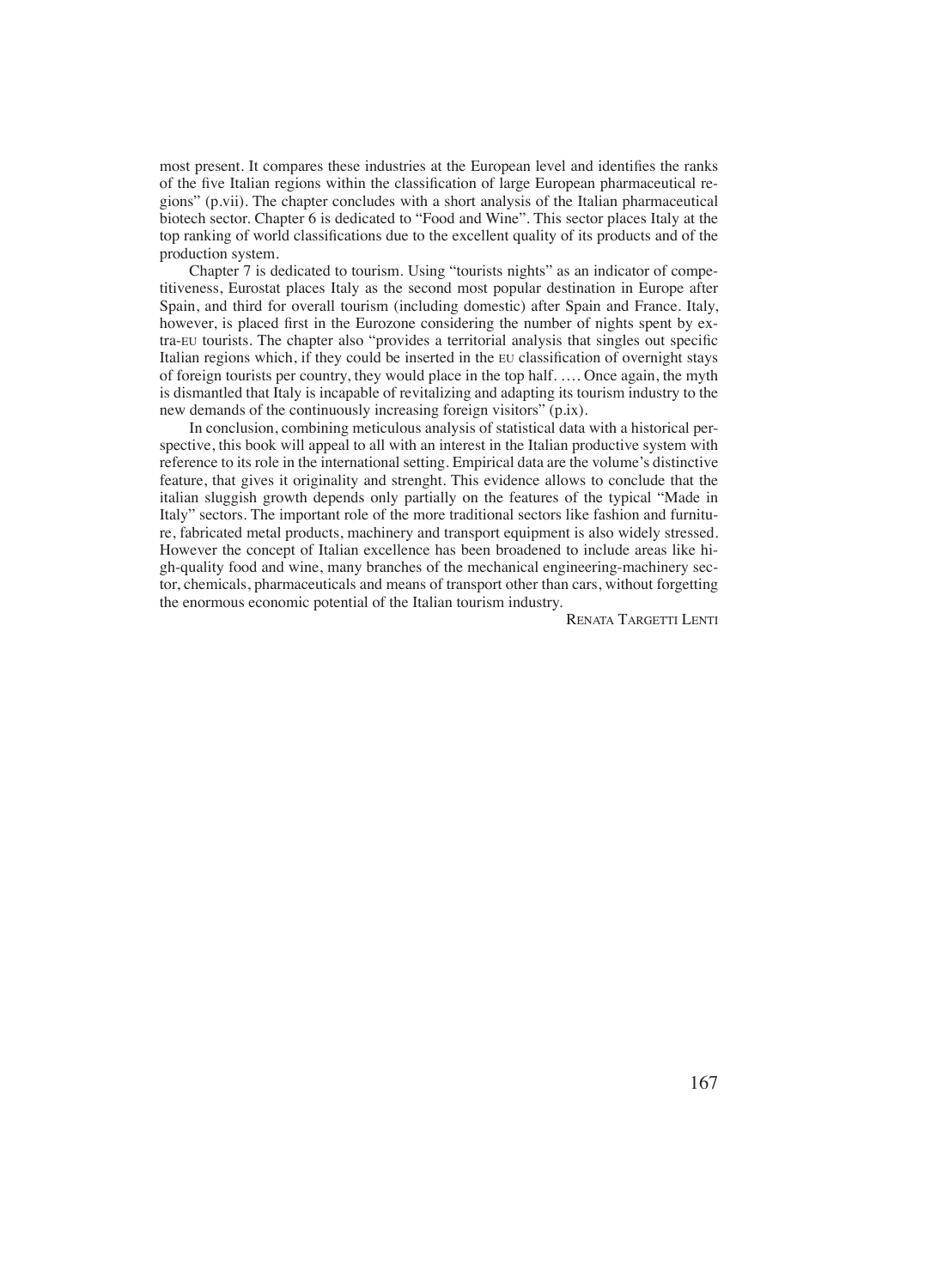most present. It compares these industries at the European level and identifies the ranks of the five Italian regions within the classification of large European pharmaceutical regions" (p.vii). The chapter concludes with a short analysis of the Italian pharmaceutical biotech sector. Chapter 6 is dedicated to "Food and Wine". This sector places Italy at the top ranking of world classifications due to the excellent quality of its products and of the production system.

Chapter 7 is dedicated to tourism. Using "tourists nights" as an indicator of competitiveness, Eurostat places Italy as the second most popular destination in Europe after Spain, and third for overall tourism (including domestic) after Spain and France. Italy, however, is placed first in the Eurozone considering the number of nights spent by extra-EU tourists. The chapter also "provides a territorial analysis that singles out specific Italian regions which, if they could be inserted in the EU classification of overnight stays of foreign tourists per country, they would place in the top half. …. Once again, the myth is dismantled that Italy is incapable of revitalizing and adapting its tourism industry to the new demands of the continuously increasing foreign visitors" (p.ix).

In conclusion, combining meticulous analysis of statistical data with a historical perspective, this book will appeal to all with an interest in the Italian productive system with reference to its role in the international setting. Empirical data are the volume's distinctive feature, that gives it originality and strenght. This evidence allows to conclude that the italian sluggish growth depends only partially on the features of the typical "Made in Italy" sectors. The important role of the more traditional sectors like fashion and furniture, fabricated metal products, machinery and transport equipment is also widely stressed. However the concept of Italian excellence has been broadened to include areas like high-quality food and wine, many branches of the mechanical engineering-machinery sector, chemicals, pharmaceuticals and means of transport other than cars, without forgetting the enormous economic potential of the Italian tourism industry.

RENATA TARGETTI LENTI